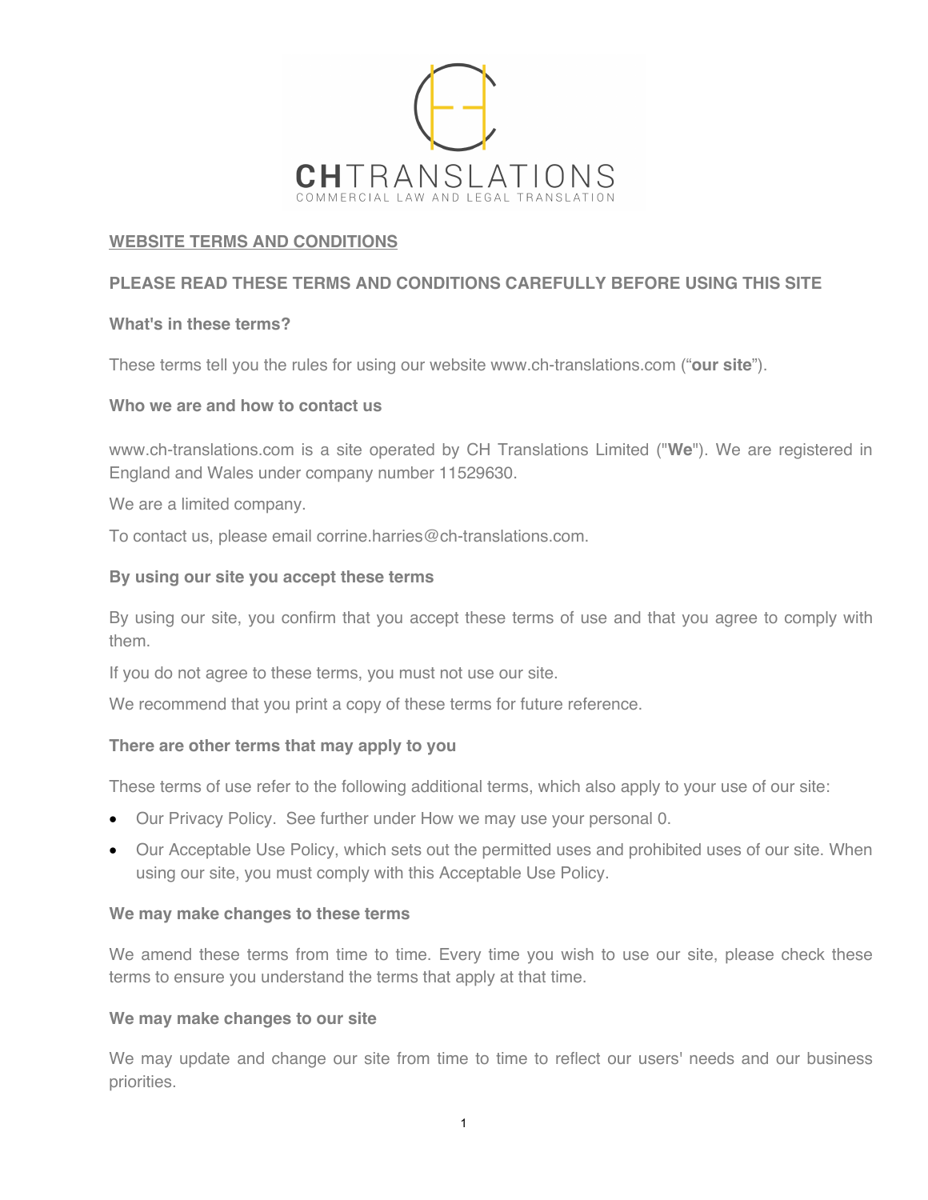# WEBSITE TERMS AND CONDITIONS

**PLEASE READ THESE TERMS AND CONDITIONS CAREFULLY BEFORE USING THIS SITE**

### What's in these terms?

These terms tell you the rules for using our website www.ch-translations.com ("**our site**").

### Who we are and how to contact us

www.ch-translations.com is a site operated by CH Translations Limited ("**We**"). We are registered in England and Wales under company number 11529630.

We are a limited company.

To contact us, please email corrine.harries@ch-translations.com.

### By using our site you accept these terms

By using our site, you confirm that you accept these terms of use and that you agree to comply with them.

If you do not agree to these terms, you must not use our site.

We recommend that you print a copy of these terms for future reference.

### There are other terms that may apply to you

These terms of use refer to the following additional terms, which also apply to your use of our site:

- Our Privacy Policy. See further under How we may use your personal 0.
- Our Acceptable Use Policy, which sets out the permitted uses and prohibited uses of our site. When using our site, you must comply with this Acceptable Use Policy.

### We may make changes to these terms

We amend these terms from time to time. Every time you wish to use our site, please check these terms to ensure you understand the terms that apply at that time.

### We may make changes to our site

We may update and change our site from time to time to reflect our users' needs and our business priorities.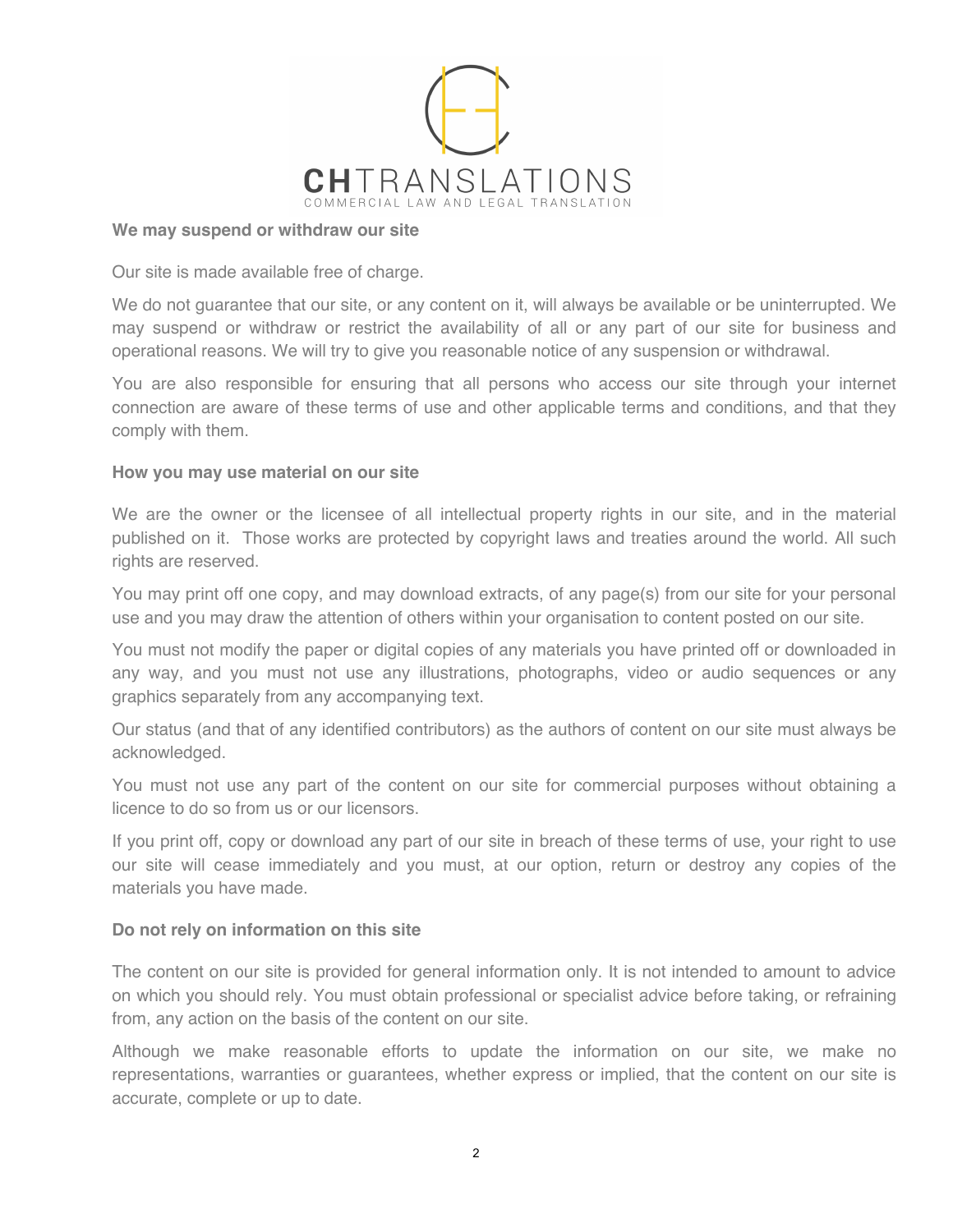### We may suspend or withdraw our site

Our site is made available free of charge.

We do not guarantee that our site, or any content on it, will always be available or be uninterrupted. We may suspend or withdraw or restrict the availability of all or any part of our site for business and operational reasons. We will try to give you reasonable notice of any suspension or withdrawal.

You are also responsible for ensuring that all persons who access our site through your internet connection are aware of these terms of use and other applicable terms and conditions, and that they comply with them.

### How you may use material on our site

We are the owner or the licensee of all intellectual property rights in our site, and in the material published on it. Those works are protected by copyright laws and treaties around the world. All such rights are reserved.

You may print off one copy, and may download extracts, of any page(s) from our site for your personal use and you may draw the attention of others within your organisation to content posted on our site.

You must not modify the paper or digital copies of any materials you have printed off or downloaded in any way, and you must not use any illustrations, photographs, video or audio sequences or any graphics separately from any accompanying text.

Our status (and that of any identified contributors) as the authors of content on our site must always be acknowledged.

You must not use any part of the content on our site for commercial purposes without obtaining a licence to do so from us or our licensors.

If you print off, copy or download any part of our site in breach of these terms of use, your right to use our site will cease immediately and you must, at our option, return or destroy any copies of the materials you have made.

### Do not rely on information on this site

The content on our site is provided for general information only. It is not intended to amount to advice on which you should rely. You must obtain professional or specialist advice before taking, or refraining from, any action on the basis of the content on our site.

Although we make reasonable efforts to update the information on our site, we make no representations, warranties or guarantees, whether express or implied, that the content on our site is accurate, complete or up to date.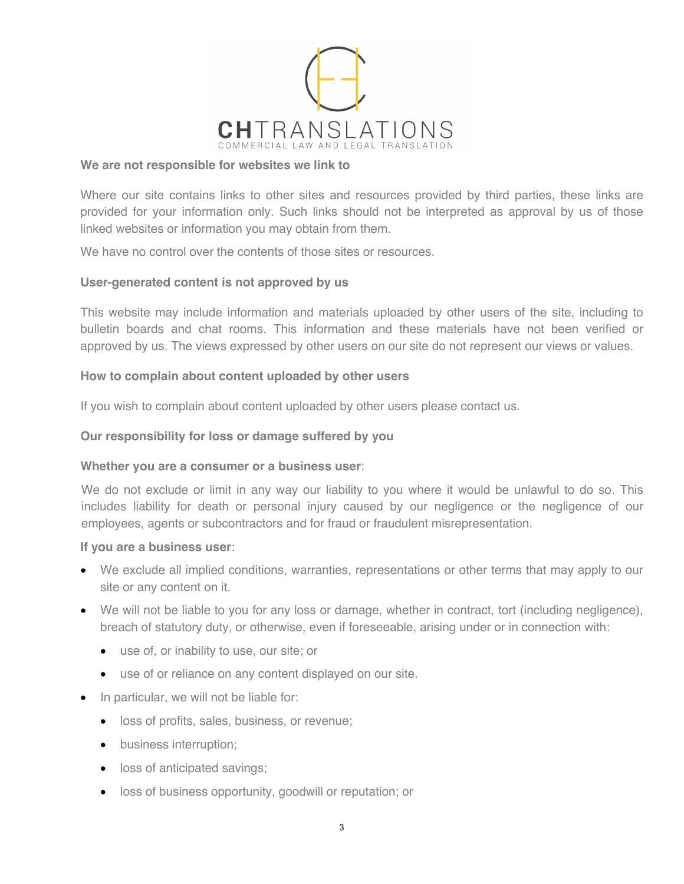**We are not responsible for websites we link to**

Where our site contains links to other sites and resources provided by third parties, these links are provided for your information only. Such links should not be interpreted as approval by us of those linked websites or information you may obtain from them.

We have no control over the contents of those sites or resources.

**User-generated content is not approved by us**

This website may include information and materials uploaded by other users of the site, including to bulletin boards and chat rooms. This information and these materials have not been verified or approved by us. The views expressed by other users on our site do not represent our views or values.

**How to complain about content uploaded by other users**

If you wish to complain about content uploaded by other users please contact us.

**Our responsibility for loss or damage suffered by you**

**Whether you are a consumer or a business user**:

We do not exclude or limit in any way our liability to you where it would be unlawful to do so. This includes liability for death or personal injury caused by our negligence or the negligence of our employees, agents or subcontractors and for fraud or fraudulent misrepresentation.

**If you are a business user**:

- We exclude all implied conditions, warranties, representations or other terms that may apply to our site or any content on it.
- We will not be liable to you for any loss or damage, whether in contract, tort (including negligence), breach of statutory duty, or otherwise, even if foreseeable, arising under or in connection with:
  - use of, or inability to use, our site; or
  - use of or reliance on any content displayed on our site.
- In particular, we will not be liable for:
  - loss of profits, sales, business, or revenue;
  - business interruption;
  - loss of anticipated savings;
  - loss of business opportunity, goodwill or reputation; or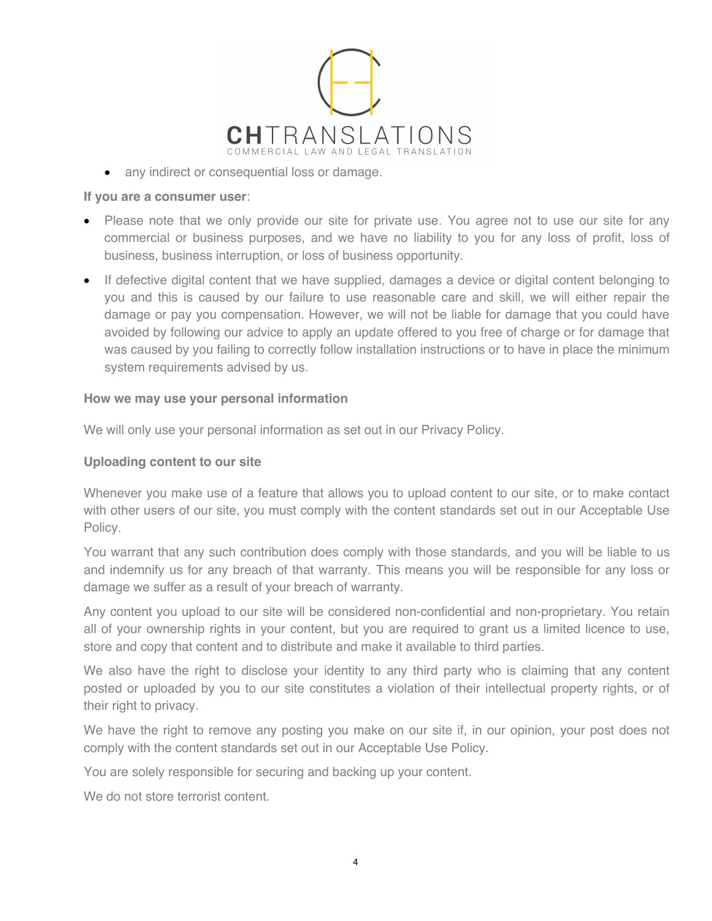- any indirect or consequential loss or damage.

**If you are a consumer user**:

- Please note that we only provide our site for private use. You agree not to use our site for any commercial or business purposes, and we have no liability to you for any loss of profit, loss of business, business interruption, or loss of business opportunity.
- If defective digital content that we have supplied, damages a device or digital content belonging to you and this is caused by our failure to use reasonable care and skill, we will either repair the damage or pay you compensation. However, we will not be liable for damage that you could have avoided by following our advice to apply an update offered to you free of charge or for damage that was caused by you failing to correctly follow installation instructions or to have in place the minimum system requirements advised by us.

**How we may use your personal information**

We will only use your personal information as set out in our Privacy Policy.

**Uploading content to our site**

Whenever you make use of a feature that allows you to upload content to our site, or to make contact with other users of our site, you must comply with the content standards set out in our Acceptable Use Policy.

You warrant that any such contribution does comply with those standards, and you will be liable to us and indemnify us for any breach of that warranty. This means you will be responsible for any loss or damage we suffer as a result of your breach of warranty.

Any content you upload to our site will be considered non-confidential and non-proprietary. You retain all of your ownership rights in your content, but you are required to grant us a limited licence to use, store and copy that content and to distribute and make it available to third parties.

We also have the right to disclose your identity to any third party who is claiming that any content posted or uploaded by you to our site constitutes a violation of their intellectual property rights, or of their right to privacy.

We have the right to remove any posting you make on our site if, in our opinion, your post does not comply with the content standards set out in our Acceptable Use Policy.

You are solely responsible for securing and backing up your content.

We do not store terrorist content.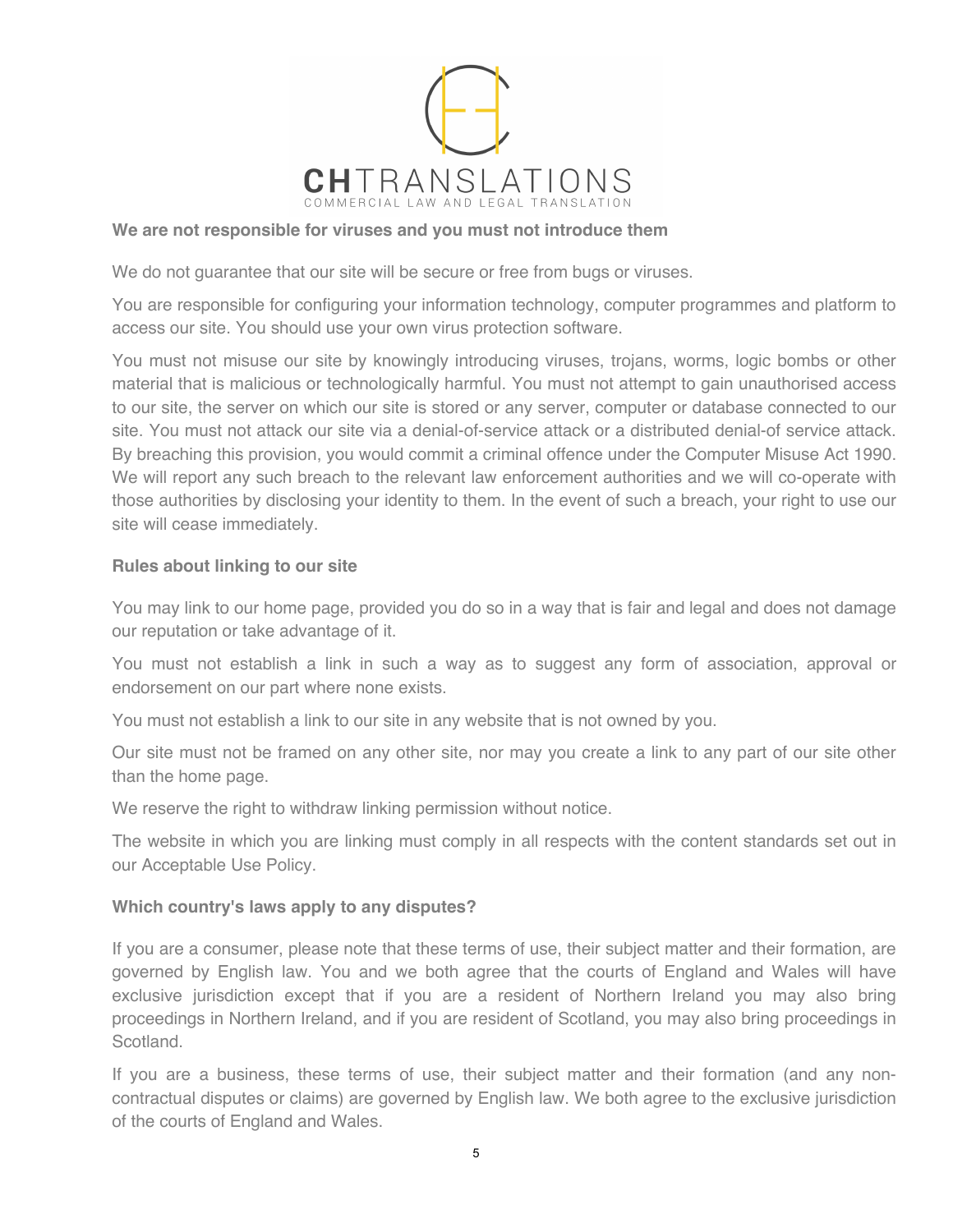CHTRANSLATIONS
COMMERCIAL LAW AND LEGAL TRANSLATION

### We are not responsible for viruses and you must not introduce them

We do not guarantee that our site will be secure or free from bugs or viruses.

You are responsible for configuring your information technology, computer programmes and platform to access our site. You should use your own virus protection software.

You must not misuse our site by knowingly introducing viruses, trojans, worms, logic bombs or other material that is malicious or technologically harmful. You must not attempt to gain unauthorised access to our site, the server on which our site is stored or any server, computer or database connected to our site. You must not attack our site via a denial-of-service attack or a distributed denial-of service attack. By breaching this provision, you would commit a criminal offence under the Computer Misuse Act 1990. We will report any such breach to the relevant law enforcement authorities and we will co-operate with those authorities by disclosing your identity to them. In the event of such a breach, your right to use our site will cease immediately.

### Rules about linking to our site

You may link to our home page, provided you do so in a way that is fair and legal and does not damage our reputation or take advantage of it.

You must not establish a link in such a way as to suggest any form of association, approval or endorsement on our part where none exists.

You must not establish a link to our site in any website that is not owned by you.

Our site must not be framed on any other site, nor may you create a link to any part of our site other than the home page.

We reserve the right to withdraw linking permission without notice.

The website in which you are linking must comply in all respects with the content standards set out in our Acceptable Use Policy.

### Which country's laws apply to any disputes?

If you are a consumer, please note that these terms of use, their subject matter and their formation, are governed by English law. You and we both agree that the courts of England and Wales will have exclusive jurisdiction except that if you are a resident of Northern Ireland you may also bring proceedings in Northern Ireland, and if you are resident of Scotland, you may also bring proceedings in Scotland.

If you are a business, these terms of use, their subject matter and their formation (and any non-contractual disputes or claims) are governed by English law. We both agree to the exclusive jurisdiction of the courts of England and Wales.